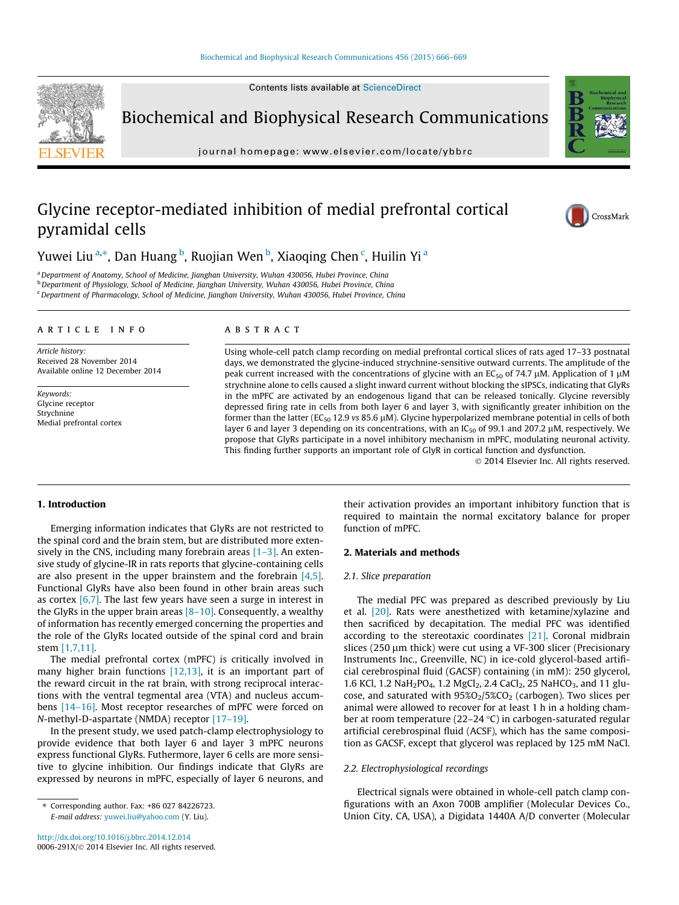# Glycine receptor-mediated inhibition of medial prefrontal cortical pyramidal cells

Yuwei Liu [a,*], Dan Huang [b], Ruojian Wen [b], Xiaoqing Chen [c], Huilin Yi [a]

[a] Department of Anatomy, School of Medicine, Jianghan University, Wuhan 430056, Hubei Province, China
[b] Department of Physiology, School of Medicine, Jianghan University, Wuhan 430056, Hubei Province, China
[c] Department of Pharmacology, School of Medicine, Jianghan University, Wuhan 430056, Hubei Province, China

**ARTICLE INFO**

*Article history:*
Received 28 November 2014
Available online 12 December 2014

*Keywords:*
Glycine receptor
Strychnine
Medial prefrontal cortex

**ABSTRACT**

Using whole-cell patch clamp recording on medial prefrontal cortical slices of rats aged 17–33 postnatal days, we demonstrated the glycine-induced strychnine-sensitive outward currents. The amplitude of the peak current increased with the concentrations of glycine with an $EC_{50}$ of 74.7 μM. Application of 1 μM strychnine alone to cells caused a slight inward current without blocking the sIPSCs, indicating that GlyRs in the mPFC are activated by an endogenous ligand that can be released tonically. Glycine reversibly depressed firing rate in cells from both layer 6 and layer 3, with significantly greater inhibition on the former than the latter ($EC_{50}$ 12.9 *vs* 85.6 μM). Glycine hyperpolarized membrane potential in cells of both layer 6 and layer 3 depending on its concentrations, with an $IC_{50}$ of 99.1 and 207.2 μM, respectively. We propose that GlyRs participate in a novel inhibitory mechanism in mPFC, modulating neuronal activity. This finding further supports an important role of GlyR in cortical function and dysfunction.

© 2014 Elsevier Inc. All rights reserved.

## 1. Introduction

Emerging information indicates that GlyRs are not restricted to the spinal cord and the brain stem, but are distributed more extensively in the CNS, including many forebrain areas [1–3]. An extensive study of glycine-IR in rats reports that glycine-containing cells are also present in the upper brainstem and the forebrain [4,5]. Functional GlyRs have also been found in other brain areas such as cortex [6,7]. The last few years have seen a surge in interest in the GlyRs in the upper brain areas [8–10]. Consequently, a wealthy of information has recently emerged concerning the properties and the role of the GlyRs located outside of the spinal cord and brain stem [1,7,11].

The medial prefrontal cortex (mPFC) is critically involved in many higher brain functions [12,13], it is an important part of the reward circuit in the rat brain, with strong reciprocal interactions with the ventral tegmental area (VTA) and nucleus accumbens [14–16]. Most receptor researches of mPFC were forced on *N*-methyl-D-aspartate (NMDA) receptor [17–19].

In the present study, we used patch-clamp electrophysiology to provide evidence that both layer 6 and layer 3 mPFC neurons express functional GlyRs. Futhermore, layer 6 cells are more sensitive to glycine inhibition. Our findings indicate that GlyRs are expressed by neurons in mPFC, especially of layer 6 neurons, and their activation provides an important inhibitory function that is required to maintain the normal excitatory balance for proper function of mPFC.

## 2. Materials and methods

### 2.1. Slice preparation

The medial PFC was prepared as described previously by Liu et al. [20]. Rats were anesthetized with ketamine/xylazine and then sacrificed by decapitation. The medial PFC was identified according to the stereotaxic coordinates [21]. Coronal midbrain slices (250 μm thick) were cut using a VF-300 slicer (Precisionary Instruments Inc., Greenville, NC) in ice-cold glycerol-based artificial cerebrospinal fluid (GACSF) containing (in mM): 250 glycerol, 1.6 KCl, 1.2 $NaH_2PO_4$, 1.2 $MgCl_2$, 2.4 $CaCl_2$, 25 $NaHCO_3$, and 11 glucose, and saturated with 95%$O_2$/5%$CO_2$ (carbogen). Two slices per animal were allowed to recover for at least 1 h in a holding chamber at room temperature (22–24 °C) in carbogen-saturated regular artificial cerebrospinal fluid (ACSF), which has the same composition as GACSF, except that glycerol was replaced by 125 mM NaCl.

### 2.2. Electrophysiological recordings

Electrical signals were obtained in whole-cell patch clamp configurations with an Axon 700B amplifier (Molecular Devices Co., Union City, CA, USA), a Digidata 1440A A/D converter (Molecular

* Corresponding author. Fax: +86 027 84226723.
E-mail address: yuwei.liu@yahoo.com (Y. Liu).

http://dx.doi.org/10.1016/j.bbrc.2014.12.014
0006-291X/© 2014 Elsevier Inc. All rights reserved.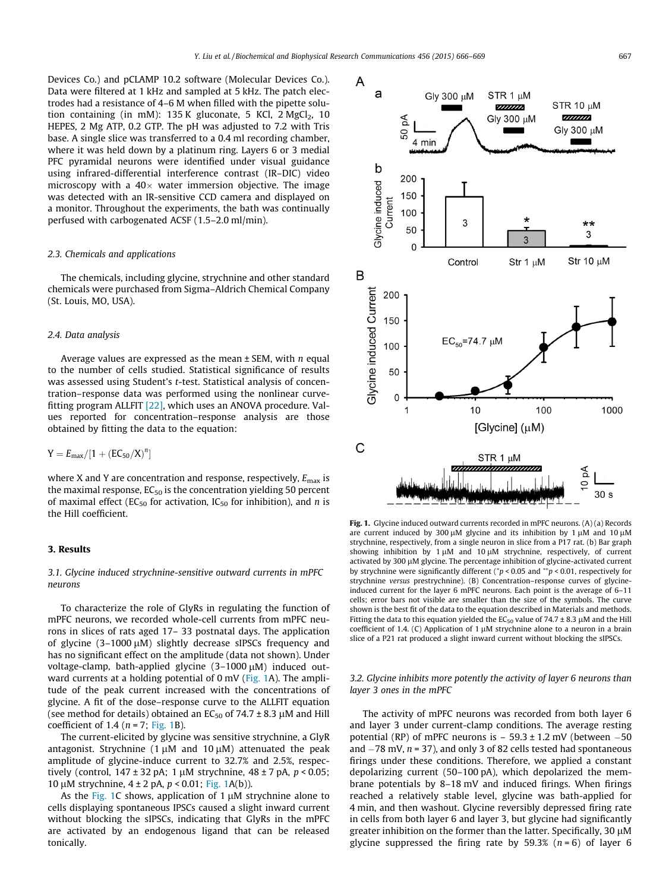Devices Co.) and pCLAMP 10.2 software (Molecular Devices Co.). Data were filtered at 1 kHz and sampled at 5 kHz. The patch electrodes had a resistance of 4–6 M when filled with the pipette solution containing (in mM): 135 K gluconate, 5 KCl, 2 $MgCl_2$, 10 HEPES, 2 Mg ATP, 0.2 GTP. The pH was adjusted to 7.2 with Tris base. A single slice was transferred to a 0.4 ml recording chamber, where it was held down by a platinum ring. Layers 6 or 3 medial PFC pyramidal neurons were identified under visual guidance using infrared-differential interference contrast (IR–DIC) video microscopy with a 40× water immersion objective. The image was detected with an IR-sensitive CCD camera and displayed on a monitor. Throughout the experiments, the bath was continually perfused with carbogenated ACSF (1.5–2.0 ml/min).

### *2.3. Chemicals and applications*

The chemicals, including glycine, strychnine and other standard chemicals were purchased from Sigma–Aldrich Chemical Company (St. Louis, MO, USA).

### *2.4. Data analysis*

Average values are expressed as the mean ± SEM, with *n* equal to the number of cells studied. Statistical significance of results was assessed using Student's *t*-test. Statistical analysis of concentration–response data was performed using the nonlinear curve-fitting program ALLFIT [22], which uses an ANOVA procedure. Values reported for concentration–response analysis are those obtained by fitting the data to the equation:

$$Y = E_{max}/[1 + (EC_{50}/X)^n]$$

where X and Y are concentration and response, respectively, $E_{max}$ is the maximal response, $EC_{50}$ is the concentration yielding 50 percent of maximal effect ($EC_{50}$ for activation, $IC_{50}$ for inhibition), and *n* is the Hill coefficient.

## 3. Results

### *3.1. Glycine induced strychnine-sensitive outward currents in mPFC neurons*

To characterize the role of GlyRs in regulating the function of mPFC neurons, we recorded whole-cell currents from mPFC neurons in slices of rats aged 17– 33 postnatal days. The application of glycine (3–1000 μM) slightly decrease sIPSCs frequency and has no significant effect on the amplitude (data not shown). Under voltage-clamp, bath-applied glycine (3–1000 μM) induced outward currents at a holding potential of 0 mV (Fig. 1A). The amplitude of the peak current increased with the concentrations of glycine. A fit of the dose–response curve to the ALLFIT equation (see method for details) obtained an $EC_{50}$ of 74.7 ± 8.3 μM and Hill coefficient of 1.4 ($n = 7$; Fig. 1B).

The current-elicited by glycine was sensitive strychnine, a GlyR antagonist. Strychnine (1 μM and 10 μM) attenuated the peak amplitude of glycine-induce current to 32.7% and 2.5%, respectively (control, 147 ± 32 pA; 1 μM strychnine, 48 ± 7 pA, $p < 0.05$; 10 μM strychnine, 4 ± 2 pA, $p < 0.01$; Fig. 1A(b)).

As the Fig. 1C shows, application of 1 μM strychnine alone to cells displaying spontaneous IPSCs caused a slight inward current without blocking the sIPSCs, indicating that GlyRs in the mPFC are activated by an endogenous ligand that can be released tonically.

**Fig. 1.** Glycine induced outward currents recorded in mPFC neurons. (A) (a) Records are current induced by 300 μM glycine and its inhibition by 1 μM and 10 μM strychnine, respectively, from a single neuron in slice from a P17 rat. (b) Bar graph showing inhibition by 1 μM and 10 μM strychnine, respectively, of current activated by 300 μM glycine. The percentage inhibition of glycine-activated current by strychnine were significantly different (*$p < 0.05$ and **$p < 0.01$, respectively for strychnine *versus* prestrychnine). (B) Concentration–response curves of glycine-induced current for the layer 6 mPFC neurons. Each point is the average of 6–11 cells; error bars not visible are smaller than the size of the symbols. The curve shown is the best fit of the data to the equation described in Materials and methods. Fitting the data to this equation yielded the $EC_{50}$ value of 74.7 ± 8.3 μM and the Hill coefficient of 1.4. (C) Application of 1 μM strychnine alone to a neuron in a brain slice of a P21 rat produced a slight inward current without blocking the sIPSCs.

### *3.2. Glycine inhibits more potently the activity of layer 6 neurons than layer 3 ones in the mPFC*

The activity of mPFC neurons was recorded from both layer 6 and layer 3 under current-clamp conditions. The average resting potential (RP) of mPFC neurons is − 59.3 ± 1.2 mV (between −50 and −78 mV, $n = 37$), and only 3 of 82 cells tested had spontaneous firings under these conditions. Therefore, we applied a constant depolarizing current (50–100 pA), which depolarized the membrane potentials by 8–18 mV and induced firings. When firings reached a relatively stable level, glycine was bath-applied for 4 min, and then washout. Glycine reversibly depressed firing rate in cells from both layer 6 and layer 3, but glycine had significantly greater inhibition on the former than the latter. Specifically, 30 μM glycine suppressed the firing rate by 59.3% ($n = 6$) of layer 6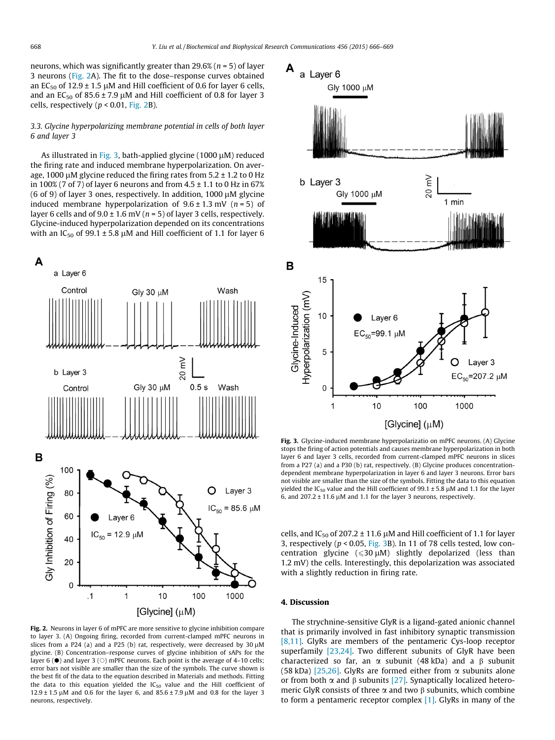neurons, which was significantly greater than 29.6% ($n = 5$) of layer 3 neurons (Fig. 2A). The fit to the dose–response curves obtained an $EC_{50}$ of 12.9 ± 1.5 μM and Hill coefficient of 0.6 for layer 6 cells, and an $EC_{50}$ of 85.6 ± 7.9 μM and Hill coefficient of 0.8 for layer 3 cells, respectively ($p < 0.01$, Fig. 2B).

### 3.3. Glycine hyperpolarizing membrane potential in cells of both layer 6 and layer 3

As illustrated in Fig. 3, bath-applied glycine (1000 μM) reduced the firing rate and induced membrane hyperpolarization. On average, 1000 μM glycine reduced the firing rates from 5.2 ± 1.2 to 0 Hz in 100% (7 of 7) of layer 6 neurons and from 4.5 ± 1.1 to 0 Hz in 67% (6 of 9) of layer 3 ones, respectively. In addition, 1000 μM glycine induced membrane hyperpolarization of 9.6 ± 1.3 mV ($n = 5$) of layer 6 cells and of 9.0 ± 1.6 mV ($n = 5$) of layer 3 cells, respectively. Glycine-induced hyperpolarization depended on its concentrations with an $IC_{50}$ of 99.1 ± 5.8 μM and Hill coefficient of 1.1 for layer 6 cells, and $IC_{50}$ of 207.2 ± 11.6 μM and Hill coefficient of 1.1 for layer 3, respectively ($p < 0.05$, Fig. 3B). In 11 of 78 cells tested, low concentration glycine (⩽30 μM) slightly depolarized (less than 1.2 mV) the cells. Interestingly, this depolarization was associated with a slightly reduction in firing rate.

**Fig. 2.** Neurons in layer 6 of mPFC are more sensitive to glycine inhibition compare to layer 3. (A) Ongoing firing, recorded from current-clamped mPFC neurons in slices from a P24 (a) and a P25 (b) rat, respectively, were decreased by 30 μM glycine. (B) Concentration–response curves of glycine inhibition of sAPs for the layer 6 (●) and layer 3 (○) mPFC neurons. Each point is the average of 4–10 cells; error bars not visible are smaller than the size of the symbols. The curve shown is the best fit of the data to the equation described in Materials and methods. Fitting the data to this equation yielded the $IC_{50}$ value and the Hill coefficient of 12.9 ± 1.5 μM and 0.6 for the layer 6, and 85.6 ± 7.9 μM and 0.8 for the layer 3 neurons, respectively.

**Fig. 3.** Glycine-induced membrane hyperpolarizatio on mPFC neurons. (A) Glycine stops the firing of action potentials and causes membrane hyperpolarization in both layer 6 and layer 3 cells, recorded from current-clamped mPFC neurons in slices from a P27 (a) and a P30 (b) rat, respectively. (B) Glycine produces concentration-dependent membrane hyperpolarization in layer 6 and layer 3 neurons. Error bars not visible are smaller than the size of the symbols. Fitting the data to this equation yielded the $IC_{50}$ value and the Hill coefficient of 99.1 ± 5.8 μM and 1.1 for the layer 6, and 207.2 ± 11.6 μM and 1.1 for the layer 3 neurons, respectively.

## 4. Discussion

The strychnine-sensitive GlyR is a ligand-gated anionic channel that is primarily involved in fast inhibitory synaptic transmission [8,11]. GlyRs are members of the pentameric Cys-loop receptor superfamily [23,24]. Two different subunits of GlyR have been characterized so far, an α subunit (48 kDa) and a β subunit (58 kDa) [25,26]. GlyRs are formed either from α subunits alone or from both α and β subunits [27]. Synaptically localized heteromeric GlyR consists of three α and two β subunits, which combine to form a pentameric receptor complex [1]. GlyRs in many of the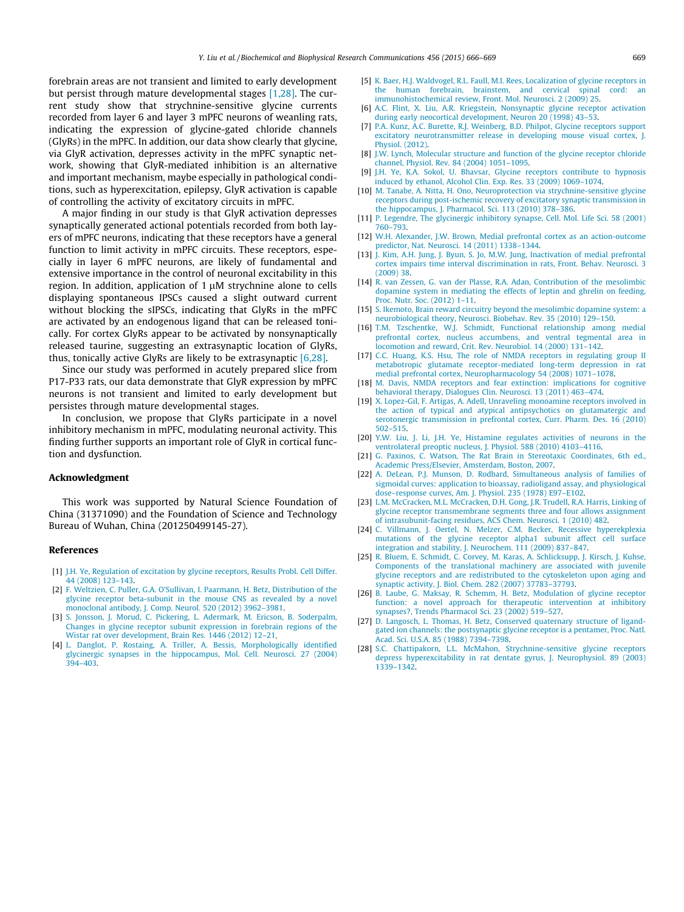forebrain areas are not transient and limited to early development but persist through mature developmental stages [1,28]. The current study show that strychnine-sensitive glycine currents recorded from layer 6 and layer 3 mPFC neurons of weanling rats, indicating the expression of glycine-gated chloride channels (GlyRs) in the mPFC. In addition, our data show clearly that glycine, via GlyR activation, depresses activity in the mPFC synaptic network, showing that GlyR-mediated inhibition is an alternative and important mechanism, maybe especially in pathological conditions, such as hyperexcitation, epilepsy, GlyR activation is capable of controlling the activity of excitatory circuits in mPFC.

A major finding in our study is that GlyR activation depresses synaptically generated actional potentials recorded from both layers of mPFC neurons, indicating that these receptors have a general function to limit activity in mPFC circuits. These receptors, especially in layer 6 mPFC neurons, are likely of fundamental and extensive importance in the control of neuronal excitability in this region. In addition, application of 1 μM strychnine alone to cells displaying spontaneous IPSCs caused a slight outward current without blocking the sIPSCs, indicating that GlyRs in the mPFC are activated by an endogenous ligand that can be released tonically. For cortex GlyRs appear to be activated by nonsynaptically released taurine, suggesting an extrasynaptic location of GlyRs, thus, tonically active GlyRs are likely to be extrasynaptic [6,28].

Since our study was performed in acutely prepared slice from P17-P33 rats, our data demonstrate that GlyR expression by mPFC neurons is not transient and limited to early development but persistes through mature developmental stages.

In conclusion, we propose that GlyRs participate in a novel inhibitory mechanism in mPFC, modulating neuronal activity. This finding further supports an important role of GlyR in cortical function and dysfunction.

## Acknowledgment

This work was supported by Natural Science Foundation of China (31371090) and the Foundation of Science and Technology Bureau of Wuhan, China (201250499145-27).

## References

[1] J.H. Ye, Regulation of excitation by glycine receptors, Results Probl. Cell Differ. 44 (2008) 123–143.

[2] F. Weltzien, C. Puller, G.A. O'Sullivan, I. Paarmann, H. Betz, Distribution of the glycine receptor beta-subunit in the mouse CNS as revealed by a novel monoclonal antibody, J. Comp. Neurol. 520 (2012) 3962–3981.

[3] S. Jonsson, J. Morud, C. Pickering, L. Adermark, M. Ericson, B. Soderpalm, Changes in glycine receptor subunit expression in forebrain regions of the Wistar rat over development, Brain Res. 1446 (2012) 12–21.

[4] L. Danglot, P. Rostaing, A. Triller, A. Bessis, Morphologically identified glycinergic synapses in the hippocampus, Mol. Cell. Neurosci. 27 (2004) 394–403.

[5] K. Baer, H.J. Waldvogel, R.L. Faull, M.I. Rees, Localization of glycine receptors in the human forebrain, brainstem, and cervical spinal cord: an immunohistochemical review, Front. Mol. Neurosci. 2 (2009) 25.

[6] A.C. Flint, X. Liu, A.R. Kriegstein, Nonsynaptic glycine receptor activation during early neocortical development, Neuron 20 (1998) 43–53.

[7] P.A. Kunz, A.C. Burette, R.J. Weinberg, B.D. Philpot, Glycine receptors support excitatory neurotransmitter release in developing mouse visual cortex, J. Physiol. (2012).

[8] J.W. Lynch, Molecular structure and function of the glycine receptor chloride channel, Physiol. Rev. 84 (2004) 1051–1095.

[9] J.H. Ye, K.A. Sokol, U. Bhavsar, Glycine receptors contribute to hypnosis induced by ethanol, Alcohol Clin. Exp. Res. 33 (2009) 1069–1074.

[10] M. Tanabe, A. Nitta, H. Ono, Neuroprotection via strychnine-sensitive glycine receptors during post-ischemic recovery of excitatory synaptic transmission in the hippocampus, J. Pharmacol. Sci. 113 (2010) 378–386.

[11] P. Legendre, The glycinergic inhibitory synapse, Cell. Mol. Life Sci. 58 (2001) 760–793.

[12] W.H. Alexander, J.W. Brown, Medial prefrontal cortex as an action-outcome predictor, Nat. Neurosci. 14 (2011) 1338–1344.

[13] J. Kim, A.H. Jung, J. Byun, S. Jo, M.W. Jung, Inactivation of medial prefrontal cortex impairs time interval discrimination in rats, Front. Behav. Neurosci. 3 (2009) 38.

[14] R. van Zessen, G. van der Plasse, R.A. Adan, Contribution of the mesolimbic dopamine system in mediating the effects of leptin and ghrelin on feeding, Proc. Nutr. Soc. (2012) 1–11.

[15] S. Ikemoto, Brain reward circuitry beyond the mesolimbic dopamine system: a neurobiological theory, Neurosci. Biobehav. Rev. 35 (2010) 129–150.

[16] T.M. Tzschentke, W.J. Schmidt, Functional relationship among medial prefrontal cortex, nucleus accumbens, and ventral tegmental area in locomotion and reward, Crit. Rev. Neurobiol. 14 (2000) 131–142.

[17] C.C. Huang, K.S. Hsu, The role of NMDA receptors in regulating group II metabotropic glutamate receptor-mediated long-term depression in rat medial prefrontal cortex, Neuropharmacology 54 (2008) 1071–1078.

[18] M. Davis, NMDA receptors and fear extinction: implications for cognitive behavioral therapy, Dialogues Clin. Neurosci. 13 (2011) 463–474.

[19] X. Lopez-Gil, F. Artigas, A. Adell, Unraveling monoamine receptors involved in the action of typical and atypical antipsychotics on glutamatergic and serotonergic transmission in prefrontal cortex, Curr. Pharm. Des. 16 (2010) 502–515.

[20] Y.W. Liu, J. Li, J.H. Ye, Histamine regulates activities of neurons in the ventrolateral preoptic nucleus, J. Physiol. 588 (2010) 4103–4116.

[21] G. Paxinos, C. Watson, The Rat Brain in Stereotaxic Coordinates, 6th ed., Academic Press/Elsevier, Amsterdam, Boston, 2007.

[22] A. DeLean, P.J. Munson, D. Rodbard, Simultaneous analysis of families of sigmoidal curves: application to bioassay, radioligand assay, and physiological dose–response curves, Am. J. Physiol. 235 (1978) E97–E102.

[23] L.M. McCracken, M.L. McCracken, D.H. Gong, J.R. Trudell, R.A. Harris, Linking of glycine receptor transmembrane segments three and four allows assignment of intrasubunit-facing residues, ACS Chem. Neurosci. 1 (2010) 482.

[24] C. Villmann, J. Oertel, N. Melzer, C.M. Becker, Recessive hyperekplexia mutations of the glycine receptor alpha1 subunit affect cell surface integration and stability, J. Neurochem. 111 (2009) 837–847.

[25] R. Bluem, E. Schmidt, C. Corvey, M. Karas, A. Schlicksupp, J. Kirsch, J. Kuhse, Components of the translational machinery are associated with juvenile glycine receptors and are redistributed to the cytoskeleton upon aging and synaptic activity, J. Biol. Chem. 282 (2007) 37783–37793.

[26] B. Laube, G. Maksay, R. Schemm, H. Betz, Modulation of glycine receptor function: a novel approach for therapeutic intervention at inhibitory synapses?, Trends Pharmacol Sci. 23 (2002) 519–527.

[27] D. Langosch, L. Thomas, H. Betz, Conserved quaternary structure of ligand-gated ion channels: the postsynaptic glycine receptor is a pentamer, Proc. Natl. Acad. Sci. U.S.A. 85 (1988) 7394–7398.

[28] S.C. Chattipakorn, L.L. McMahon, Strychnine-sensitive glycine receptors depress hyperexcitability in rat dentate gyrus, J. Neurophysiol. 89 (2003) 1339–1342.